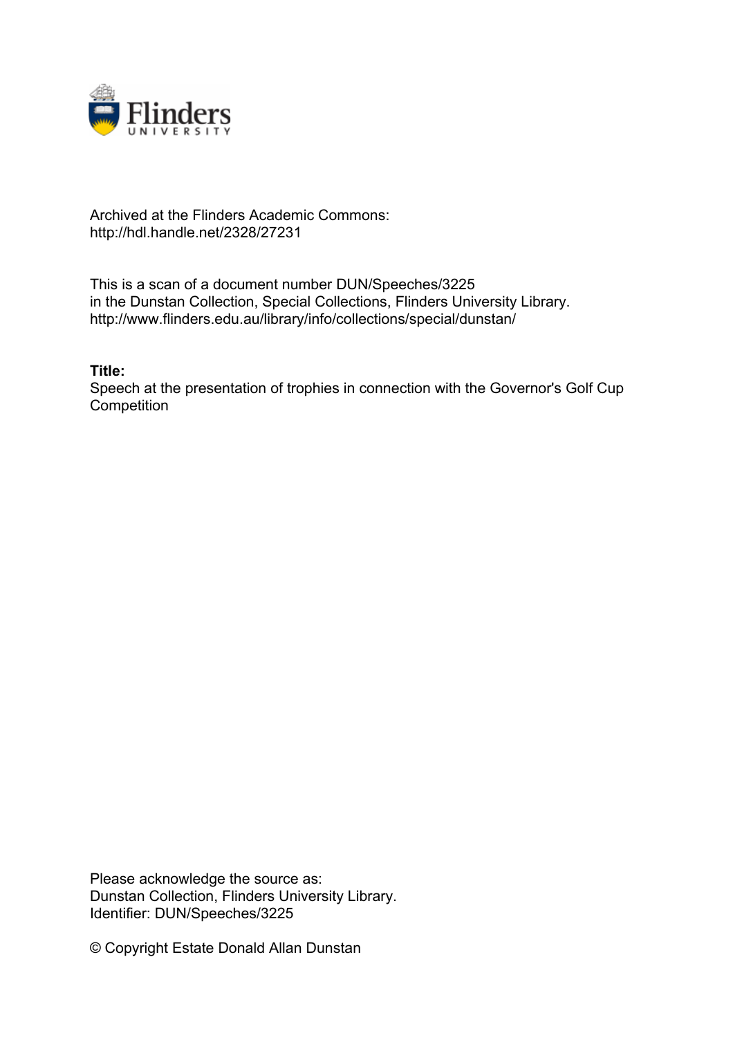Archived at the Flinders Academic Commons:
http://hdl.handle.net/2328/27231

This is a scan of a document number DUN/Speeches/3225
in the Dunstan Collection, Special Collections, Flinders University Library.
http://www.flinders.edu.au/library/info/collections/special/dunstan/

**Title:**
Speech at the presentation of trophies in connection with the Governor's Golf Cup Competition

Please acknowledge the source as:
Dunstan Collection, Flinders University Library.
Identifier: DUN/Speeches/3225

© Copyright Estate Donald Allan Dunstan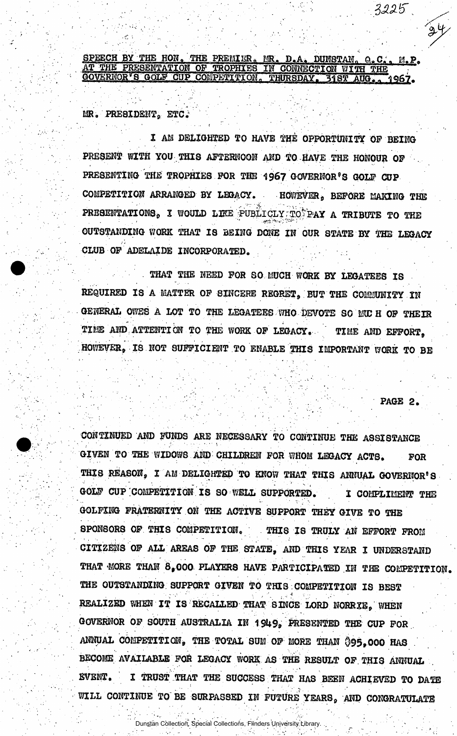SPEECH BY THE HON. THE PREMIER, MR. D.A. DUNSTAN, Q.C., M.P. AT THE PRESENTATION OF TROPHIES IN CONNECTION WITH THE GOVERNOR'S GOLF CUP COMPETITION, THURSDAY, 31ST AUG., 1967.

MR. PRESIDENT, ETC.

I AM DELIGHTED TO HAVE THE OPPORTUNITY OF BEING PRESENT WITH YOU THIS AFTERNOON AND TO HAVE THE HONOUR OF PRESENTING THE TROPHIES FOR THE 1967 GOVERNOR'S GOLF CUP COMPETITION ARRANGED BY LEGACY. HOWEVER, BEFORE MAKING THE PRESENTATIONS, I WOULD LIKE PUBLICLY TO PAY A TRIBUTE TO THE OUTSTANDING WORK THAT IS BEING DONE IN OUR STATE BY THE LEGACY CLUB OF ADELAIDE INCORPORATED.

THAT THE NEED FOR SO MUCH WORK BY LEGATEES IS REQUIRED IS A MATTER OF SINCERE REGRET, BUT THE COMMUNITY IN GENERAL OWES A LOT TO THE LEGATEES WHO DEVOTE SO MUCH OF THEIR TIME AND ATTENTION TO THE WORK OF LEGACY. TIME AND EFFORT, HOWEVER, IS NOT SUFFICIENT TO ENABLE THIS IMPORTANT WORK TO BE

CONTINUED AND FUNDS ARE NECESSARY TO CONTINUE THE ASSISTANCE GIVEN TO THE WIDOWS AND CHILDREN FOR WHOM LEGACY ACTS. FOR THIS REASON, I AM DELIGHTED TO KNOW THAT THIS ANNUAL GOVERNOR'S GOLF CUP COMPETITION IS SO WELL SUPPORTED. I COMPLIMENT THE GOLFING FRATERNITY ON THE ACTIVE SUPPORT THEY GIVE TO THE SPONSORS OF THIS COMPETITION. THIS IS TRULY AN EFFORT FROM CITIZENS OF ALL AREAS OF THE STATE, AND THIS YEAR I UNDERSTAND THAT MORE THAN 8,000 PLAYERS HAVE PARTICIPATED IN THE COMPETITION. THE OUTSTANDING SUPPORT GIVEN TO THIS COMPETITION IS BEST REALIZED WHEN IT IS RECALLED THAT SINCE LORD NORRIE, WHEN GOVERNOR OF SOUTH AUSTRALIA IN 1949, PRESENTED THE CUP FOR ANNUAL COMPETITION, THE TOTAL SUM OF MORE THAN $95,000 HAS BECOME AVAILABLE FOR LEGACY WORK AS THE RESULT OF THIS ANNUAL EVENT. I TRUST THAT THE SUCCESS THAT HAS BEEN ACHIEVED TO DATE WILL CONTINUE TO BE SURPASSED IN FUTURE YEARS, AND CONGRATULATE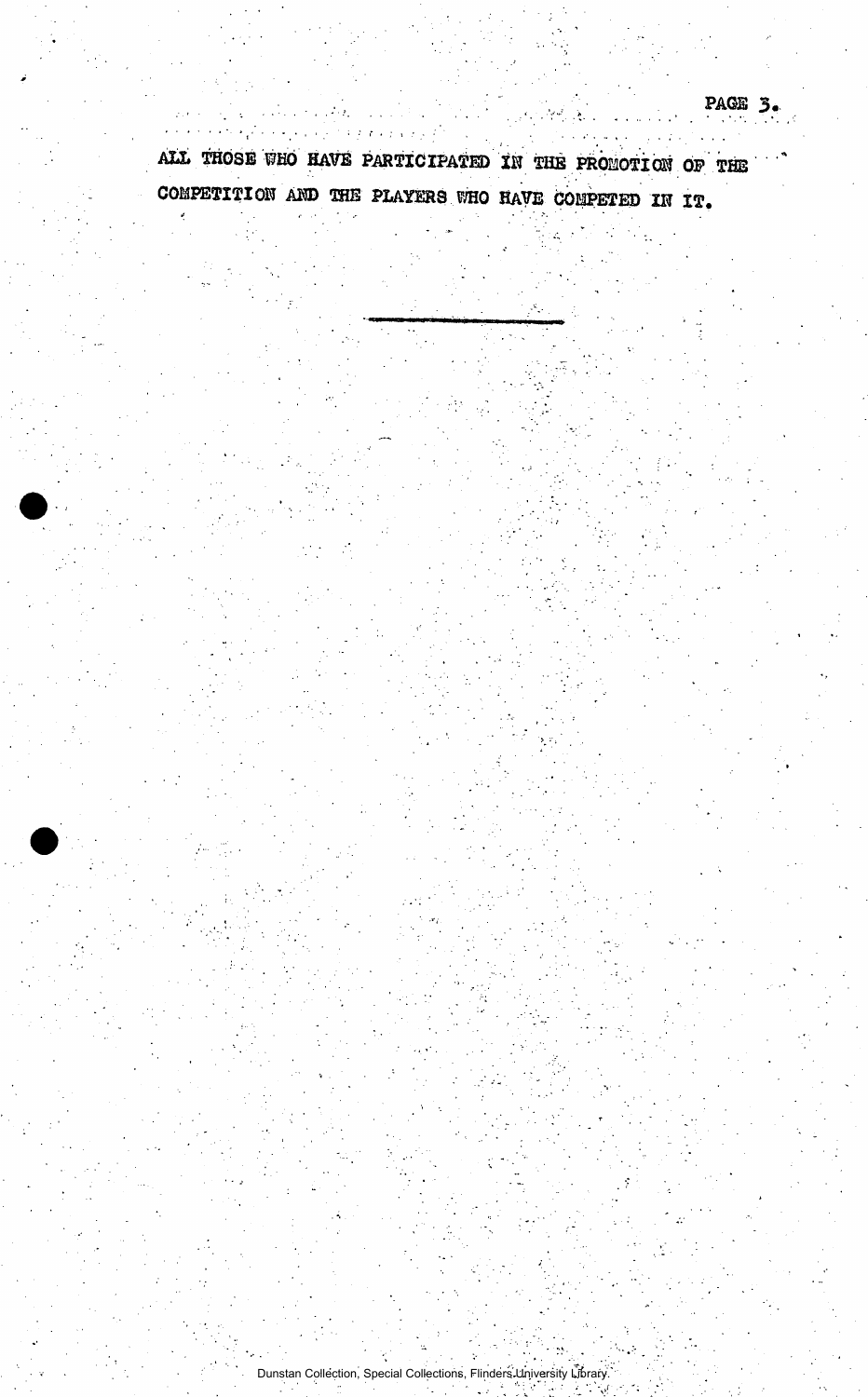ALL THOSE WHO HAVE PARTICIPATED IN THE PROMOTION OF THE COMPETITION AND THE PLAYERS WHO HAVE COMPETED IN IT.

---

Dunstan Collection, Special Collections, Flinders University Library.